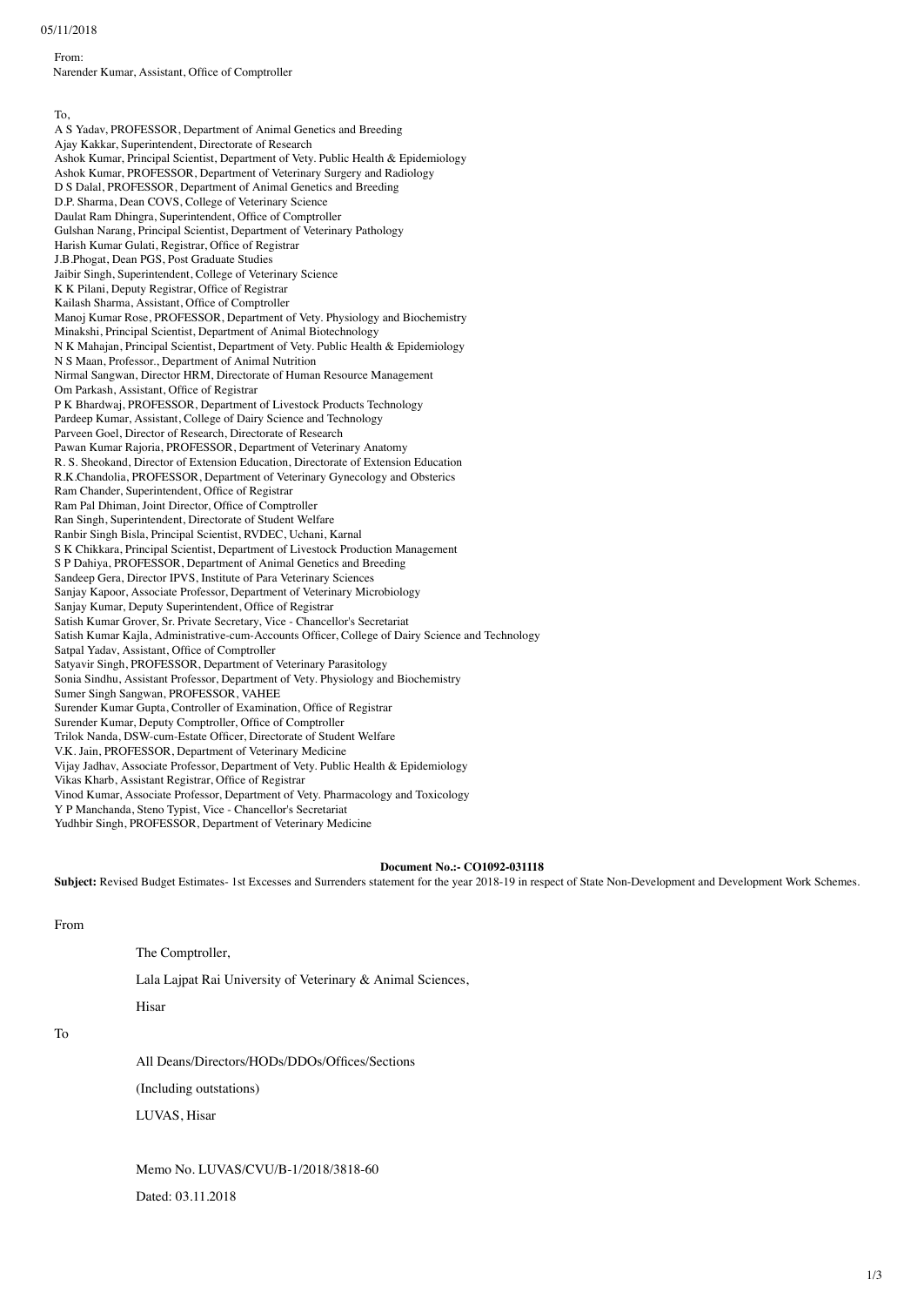05/11/2018

From:
Narender Kumar, Assistant, Office of Comptroller

To,
A S Yadav, PROFESSOR, Department of Animal Genetics and Breeding
Ajay Kakkar, Superintendent, Directorate of Research
Ashok Kumar, Principal Scientist, Department of Vety. Public Health & Epidemiology
Ashok Kumar, PROFESSOR, Department of Veterinary Surgery and Radiology
D S Dalal, PROFESSOR, Department of Animal Genetics and Breeding
D.P. Sharma, Dean COVS, College of Veterinary Science
Daulat Ram Dhingra, Superintendent, Office of Comptroller
Gulshan Narang, Principal Scientist, Department of Veterinary Pathology
Harish Kumar Gulati, Registrar, Office of Registrar
J.B.Phogat, Dean PGS, Post Graduate Studies
Jaibir Singh, Superintendent, College of Veterinary Science
K K Pilani, Deputy Registrar, Office of Registrar
Kailash Sharma, Assistant, Office of Comptroller
Manoj Kumar Rose, PROFESSOR, Department of Vety. Physiology and Biochemistry
Minakshi, Principal Scientist, Department of Animal Biotechnology
N K Mahajan, Principal Scientist, Department of Vety. Public Health & Epidemiology
N S Maan, Professor., Department of Animal Nutrition
Nirmal Sangwan, Director HRM, Directorate of Human Resource Management
Om Parkash, Assistant, Office of Registrar
P K Bhardwaj, PROFESSOR, Department of Livestock Products Technology
Pardeep Kumar, Assistant, College of Dairy Science and Technology
Parveen Goel, Director of Research, Directorate of Research
Pawan Kumar Rajoria, PROFESSOR, Department of Veterinary Anatomy
R. S. Sheokand, Director of Extension Education, Directorate of Extension Education
R.K.Chandolia, PROFESSOR, Department of Veterinary Gynecology and Obsterics
Ram Chander, Superintendent, Office of Registrar
Ram Pal Dhiman, Joint Director, Office of Comptroller
Ran Singh, Superintendent, Directorate of Student Welfare
Ranbir Singh Bisla, Principal Scientist, RVDEC, Uchani, Karnal
S K Chikkara, Principal Scientist, Department of Livestock Production Management
S P Dahiya, PROFESSOR, Department of Animal Genetics and Breeding
Sandeep Gera, Director IPVS, Institute of Para Veterinary Sciences
Sanjay Kapoor, Associate Professor, Department of Veterinary Microbiology
Sanjay Kumar, Deputy Superintendent, Office of Registrar
Satish Kumar Grover, Sr. Private Secretary, Vice - Chancellor's Secretariat
Satish Kumar Kajla, Administrative-cum-Accounts Officer, College of Dairy Science and Technology
Satpal Yadav, Assistant, Office of Comptroller
Satyavir Singh, PROFESSOR, Department of Veterinary Parasitology
Sonia Sindhu, Assistant Professor, Department of Vety. Physiology and Biochemistry
Sumer Singh Sangwan, PROFESSOR, VAHEE
Surender Kumar Gupta, Controller of Examination, Office of Registrar
Surender Kumar, Deputy Comptroller, Office of Comptroller
Trilok Nanda, DSW-cum-Estate Officer, Directorate of Student Welfare
V.K. Jain, PROFESSOR, Department of Veterinary Medicine
Vijay Jadhav, Associate Professor, Department of Vety. Public Health & Epidemiology
Vikas Kharb, Assistant Registrar, Office of Registrar
Vinod Kumar, Associate Professor, Department of Vety. Pharmacology and Toxicology
Y P Manchanda, Steno Typist, Vice - Chancellor's Secretariat
Yudhbir Singh, PROFESSOR, Department of Veterinary Medicine

**Document No.:- CO1092-031118**

**Subject:** Revised Budget Estimates- 1st Excesses and Surrenders statement for the year 2018-19 in respect of State Non-Development and Development Work Schemes.

From

The Comptroller,

Lala Lajpat Rai University of Veterinary & Animal Sciences,

Hisar

To

All Deans/Directors/HODs/DDOs/Offices/Sections

(Including outstations)

LUVAS, Hisar

Memo No. LUVAS/CVU/B-1/2018/3818-60

Dated: 03.11.2018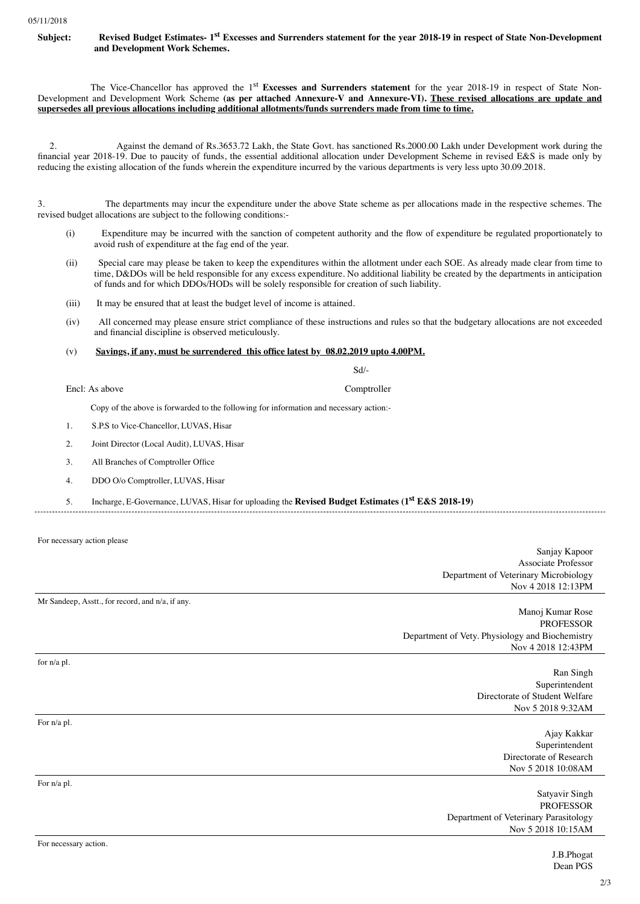05/11/2018

**Subject: Revised Budget Estimates- 1st Excesses and Surrenders statement for the year 2018-19 in respect of State Non-Development and Development Work Schemes.**

The Vice-Chancellor has approved the 1st **Excesses and Surrenders statement** for the year 2018-19 in respect of State Non-Development and Development Work Scheme **(as per attached Annexure-V and Annexure-VI). These revised allocations are update and supersedes all previous allocations including additional allotments/funds surrenders made from time to time.**

2. Against the demand of Rs.3653.72 Lakh, the State Govt. has sanctioned Rs.2000.00 Lakh under Development work during the financial year 2018-19. Due to paucity of funds, the essential additional allocation under Development Scheme in revised E&S is made only by reducing the existing allocation of the funds wherein the expenditure incurred by the various departments is very less upto 30.09.2018.

3. The departments may incur the expenditure under the above State scheme as per allocations made in the respective schemes. The revised budget allocations are subject to the following conditions:-

(i) Expenditure may be incurred with the sanction of competent authority and the flow of expenditure be regulated proportionately to avoid rush of expenditure at the fag end of the year.

(ii) Special care may please be taken to keep the expenditures within the allotment under each SOE. As already made clear from time to time, D&DOs will be held responsible for any excess expenditure. No additional liability be created by the departments in anticipation of funds and for which DDOs/HODs will be solely responsible for creation of such liability.

(iii) It may be ensured that at least the budget level of income is attained.

(iv) All concerned may please ensure strict compliance of these instructions and rules so that the budgetary allocations are not exceeded and financial discipline is observed meticulously.

(v) **Savings, if any, must be surrendered this office latest by 08.02.2019 upto 4.00PM.**

Sd/-

Encl: As above

Comptroller

Copy of the above is forwarded to the following for information and necessary action:-

1. S.P.S to Vice-Chancellor, LUVAS, Hisar
2. Joint Director (Local Audit), LUVAS, Hisar
3. All Branches of Comptroller Office
4. DDO O/o Comptroller, LUVAS, Hisar
5. Incharge, E-Governance, LUVAS, Hisar for uploading the **Revised Budget Estimates (1st E&S 2018-19)**

---

For necessary action please

Sanjay Kapoor
Associate Professor
Department of Veterinary Microbiology
Nov 4 2018 12:13PM

---

Mr Sandeep, Asstt., for record, and n/a, if any.

Manoj Kumar Rose
PROFESSOR
Department of Vety. Physiology and Biochemistry
Nov 4 2018 12:43PM

---

for n/a pl.

Ran Singh
Superintendent
Directorate of Student Welfare
Nov 5 2018 9:32AM

---

For n/a pl.

Ajay Kakkar
Superintendent
Directorate of Research
Nov 5 2018 10:08AM

---

For n/a pl.

Satyavir Singh
PROFESSOR
Department of Veterinary Parasitology
Nov 5 2018 10:15AM

---

For necessary action.

J.B.Phogat
Dean PGS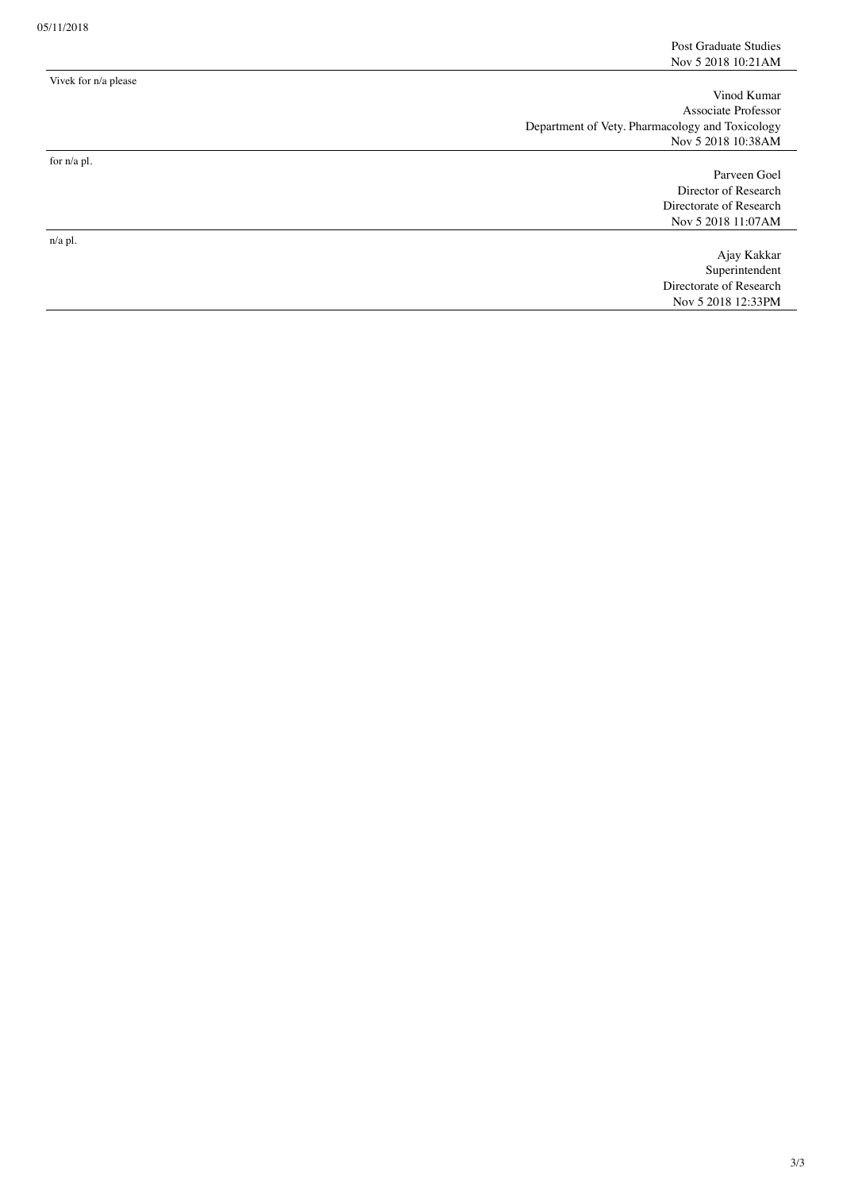Post Graduate Studies
Nov 5 2018 10:21AM

---

Vivek for n/a please

Vinod Kumar
Associate Professor
Department of Vety. Pharmacology and Toxicology
Nov 5 2018 10:38AM

---

for n/a pl.

Parveen Goel
Director of Research
Directorate of Research
Nov 5 2018 11:07AM

---

n/a pl.

Ajay Kakkar
Superintendent
Directorate of Research
Nov 5 2018 12:33PM

---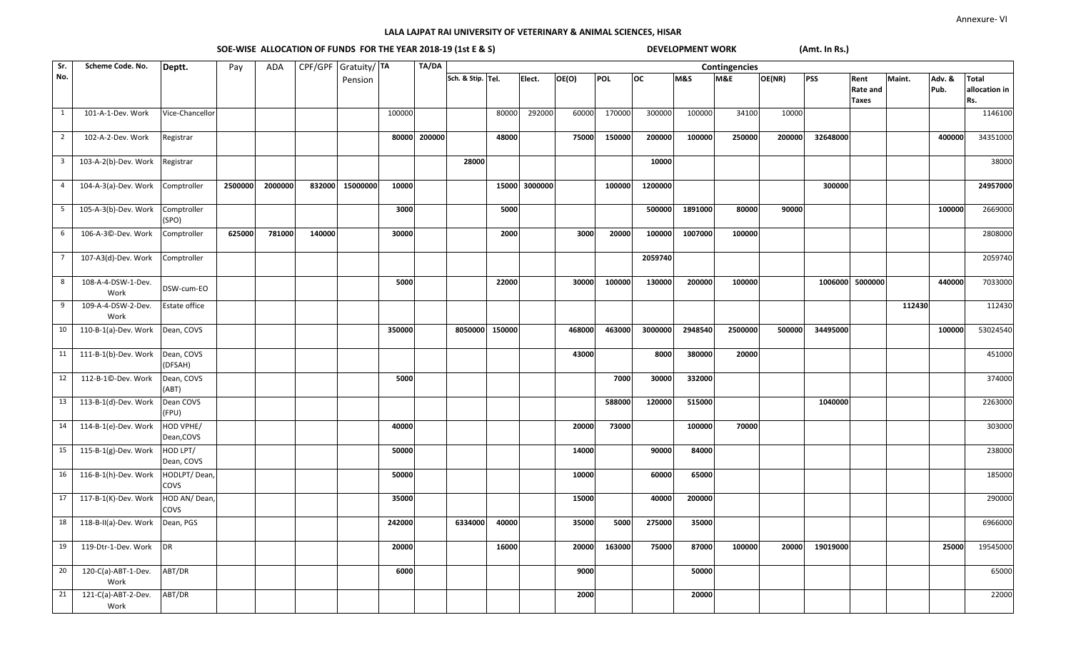Annexure- VI

# LALA LAJPAT RAI UNIVERSITY OF VETERINARY & ANIMAL SCIENCES, HISAR

## SOE-WISE ALLOCATION OF FUNDS FOR THE YEAR 2018-19 (1st E & S)

**DEVELOPMENT WORK** **(Amt. In Rs.)**

| Sr. No. | Scheme Code. No. | Deptt. | Pay | ADA | CPF/GPF | Gratuity/ Pension | TA | TA/DA | Contingencies | | | | | | | | | | | | | Total allocation in Rs. |
|---|---|---|---|---|---|---|---|---|---|---|---|---|---|---|---|---|---|---|---|---|---|---|
| | | | | | | | | | Sch. & Stip. | Tel. | Elect. | OE(O) | POL | OC | M&S | M&E | OE(NR) | PSS | Rent Rate and Taxes | Maint. | Adv. & Pub. | |
| 1 | 101-A-1-Dev. Work | Vice-Chancellor | | | | | 100000 | | | 80000 | 292000 | 60000 | 170000 | 300000 | 100000 | 34100 | 10000 | | | | | 1146100 |
| 2 | 102-A-2-Dev. Work | Registrar | | | | | 80000 | 200000 | | 48000 | | 75000 | 150000 | 200000 | 100000 | 250000 | 200000 | 32648000 | | | 400000 | 34351000 |
| 3 | 103-A-2(b)-Dev. Work | Registrar | | | | | | | 28000 | | | | | 10000 | | | | | | | | 38000 |
| 4 | 104-A-3(a)-Dev. Work | Comptroller | 2500000 | 2000000 | 832000 | 15000000 | 10000 | | | 15000 | 3000000 | | 100000 | 1200000 | | | | 300000 | | | | 24957000 |
| 5 | 105-A-3(b)-Dev. Work | Comptroller (SPO) | | | | | 3000 | | | 5000 | | | | 500000 | 1891000 | 80000 | 90000 | | | | 100000 | 2669000 |
| 6 | 106-A-3©-Dev. Work | Comptroller | 625000 | 781000 | 140000 | | 30000 | | | 2000 | | 3000 | 20000 | 100000 | 1007000 | 100000 | | | | | | 2808000 |
| 7 | 107-A3(d)-Dev. Work | Comptroller | | | | | | | | | | | | 2059740 | | | | | | | | 2059740 |
| 8 | 108-A-4-DSW-1-Dev. Work | DSW-cum-EO | | | | | 5000 | | | 22000 | | 30000 | 100000 | 130000 | 200000 | 100000 | | 1006000 | 5000000 | | 440000 | 7033000 |
| 9 | 109-A-4-DSW-2-Dev. Work | Estate office | | | | | | | | | | | | | | | | | | 112430 | | 112430 |
| 10 | 110-B-1(a)-Dev. Work | Dean, COVS | | | | | 350000 | | 8050000 | 150000 | | 468000 | 463000 | 3000000 | 2948540 | 2500000 | 500000 | 34495000 | | | 100000 | 53024540 |
| 11 | 111-B-1(b)-Dev. Work | Dean, COVS (DFSAH) | | | | | | | | | | 43000 | | 8000 | 380000 | 20000 | | | | | | 451000 |
| 12 | 112-B-1©-Dev. Work | Dean, COVS (ABT) | | | | | 5000 | | | | | | 7000 | 30000 | 332000 | | | | | | | 374000 |
| 13 | 113-B-1(d)-Dev. Work | Dean COVS (FPU) | | | | | | | | | | | 588000 | 120000 | 515000 | | | 1040000 | | | | 2263000 |
| 14 | 114-B-1(e)-Dev. Work | HOD VPHE/ Dean,COVS | | | | | 40000 | | | | | 20000 | 73000 | | 100000 | 70000 | | | | | | 303000 |
| 15 | 115-B-1(g)-Dev. Work | HOD LPT/ Dean, COVS | | | | | 50000 | | | | | 14000 | | 90000 | 84000 | | | | | | | 238000 |
| 16 | 116-B-1(h)-Dev. Work | HODLPT/ Dean, COVS | | | | | 50000 | | | | | 10000 | | 60000 | 65000 | | | | | | | 185000 |
| 17 | 117-B-1(K)-Dev. Work | HOD AN/ Dean, COVS | | | | | 35000 | | | | | 15000 | | 40000 | 200000 | | | | | | | 290000 |
| 18 | 118-B-II(a)-Dev. Work | Dean, PGS | | | | | 242000 | | 6334000 | 40000 | | 35000 | 5000 | 275000 | 35000 | | | | | | | 6966000 |
| 19 | 119-Dtr-1-Dev. Work | DR | | | | | 20000 | | | 16000 | | 20000 | 163000 | 75000 | 87000 | 100000 | 20000 | 19019000 | | | 25000 | 19545000 |
| 20 | 120-C(a)-ABT-1-Dev. Work | ABT/DR | | | | | 6000 | | | | | 9000 | | | 50000 | | | | | | | 65000 |
| 21 | 121-C(a)-ABT-2-Dev. Work | ABT/DR | | | | | | | | | | 2000 | | | 20000 | | | | | | | 22000 |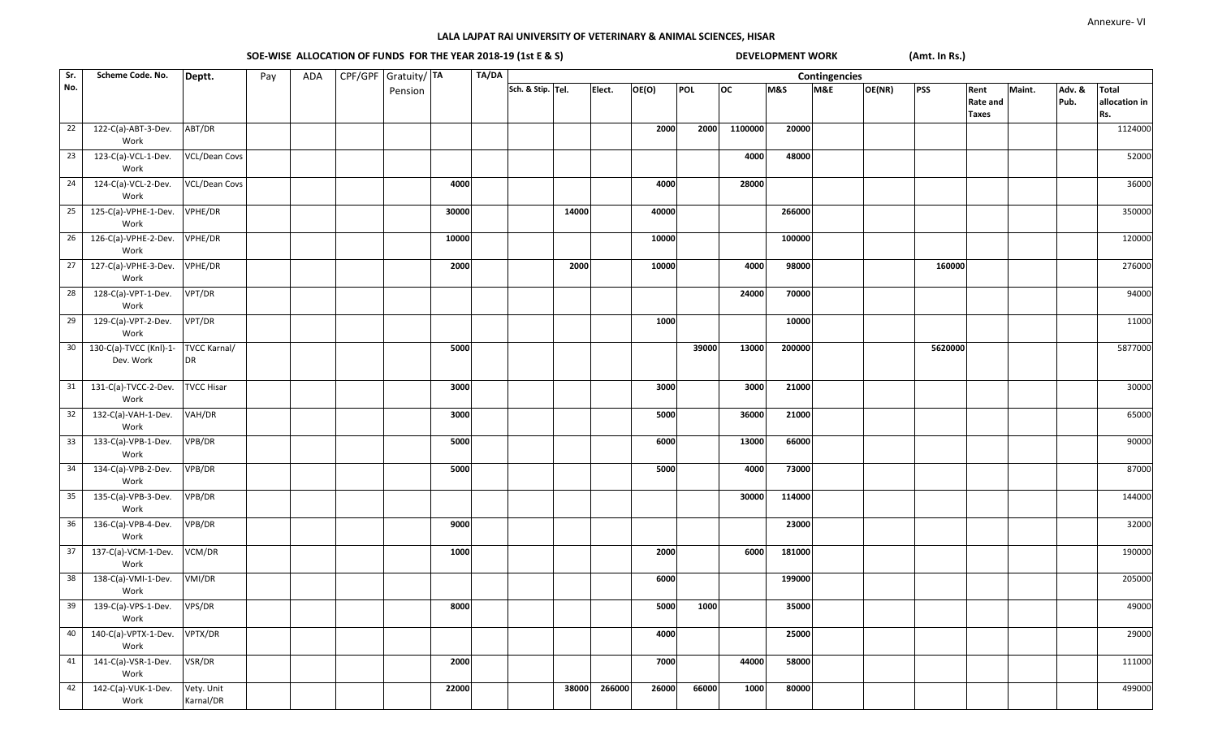Annexure- VI

## LALA LAJPAT RAI UNIVERSITY OF VETERINARY & ANIMAL SCIENCES, HISAR

### SOE-WISE ALLOCATION OF FUNDS FOR THE YEAR 2018-19 (1st E & S) DEVELOPMENT WORK (Amt. In Rs.)

| Sr. No. | Scheme Code. No. | Deptt. | Pay | ADA | CPF/GPF | Gratuity/ Pension | TA | TA/DA | Contingencies | | | | | | | | | | | | | |
|---|---|---|---|---|---|---|---|---|---|---|---|---|---|---|---|---|---|---|---|---|---|---|
| | | | | | | | | | Sch. & Stip. | Tel. | Elect. | OE(O) | POL | OC | M&S | M&E | OE(NR) | PSS | Rent Rate and Taxes | Maint. | Adv. & Pub. | Total allocation in Rs. |
| 22 | 122-C(a)-ABT-3-Dev. Work | ABT/DR | | | | | | | | | | 2000 | 2000 | 1100000 | 20000 | | | | | | | 1124000 |
| 23 | 123-C(a)-VCL-1-Dev. Work | VCL/Dean Covs | | | | | | | | | | | | 4000 | 48000 | | | | | | | 52000 |
| 24 | 124-C(a)-VCL-2-Dev. Work | VCL/Dean Covs | | | | | 4000 | | | | | 4000 | | 28000 | | | | | | | | 36000 |
| 25 | 125-C(a)-VPHE-1-Dev. Work | VPHE/DR | | | | | 30000 | | | 14000 | | 40000 | | | 266000 | | | | | | | 350000 |
| 26 | 126-C(a)-VPHE-2-Dev. Work | VPHE/DR | | | | | 10000 | | | | | 10000 | | | 100000 | | | | | | | 120000 |
| 27 | 127-C(a)-VPHE-3-Dev. Work | VPHE/DR | | | | | 2000 | | | 2000 | | 10000 | | 4000 | 98000 | | | 160000 | | | | 276000 |
| 28 | 128-C(a)-VPT-1-Dev. Work | VPT/DR | | | | | | | | | | | | 24000 | 70000 | | | | | | | 94000 |
| 29 | 129-C(a)-VPT-2-Dev. Work | VPT/DR | | | | | | | | | | 1000 | | | 10000 | | | | | | | 11000 |
| 30 | 130-C(a)-TVCC (Knl)-1-Dev. Work | TVCC Karnal/ DR | | | | | 5000 | | | | | | 39000 | 13000 | 200000 | | | 5620000 | | | | 5877000 |
| 31 | 131-C(a)-TVCC-2-Dev. Work | TVCC Hisar | | | | | 3000 | | | | | 3000 | | 3000 | 21000 | | | | | | | 30000 |
| 32 | 132-C(a)-VAH-1-Dev. Work | VAH/DR | | | | | 3000 | | | | | 5000 | | 36000 | 21000 | | | | | | | 65000 |
| 33 | 133-C(a)-VPB-1-Dev. Work | VPB/DR | | | | | 5000 | | | | | 6000 | | 13000 | 66000 | | | | | | | 90000 |
| 34 | 134-C(a)-VPB-2-Dev. Work | VPB/DR | | | | | 5000 | | | | | 5000 | | 4000 | 73000 | | | | | | | 87000 |
| 35 | 135-C(a)-VPB-3-Dev. Work | VPB/DR | | | | | | | | | | | | 30000 | 114000 | | | | | | | 144000 |
| 36 | 136-C(a)-VPB-4-Dev. Work | VPB/DR | | | | | 9000 | | | | | | | | 23000 | | | | | | | 32000 |
| 37 | 137-C(a)-VCM-1-Dev. Work | VCM/DR | | | | | 1000 | | | | | 2000 | | 6000 | 181000 | | | | | | | 190000 |
| 38 | 138-C(a)-VMI-1-Dev. Work | VMI/DR | | | | | | | | | | 6000 | | | 199000 | | | | | | | 205000 |
| 39 | 139-C(a)-VPS-1-Dev. Work | VPS/DR | | | | | 8000 | | | | | 5000 | 1000 | | 35000 | | | | | | | 49000 |
| 40 | 140-C(a)-VPTX-1-Dev. Work | VPTX/DR | | | | | | | | | | 4000 | | | 25000 | | | | | | | 29000 |
| 41 | 141-C(a)-VSR-1-Dev. Work | VSR/DR | | | | | 2000 | | | | | 7000 | | 44000 | 58000 | | | | | | | 111000 |
| 42 | 142-C(a)-VUK-1-Dev. Work | Vety. Unit Karnal/DR | | | | | 22000 | | | 38000 | 266000 | 26000 | 66000 | 1000 | 80000 | | | | | | | 499000 |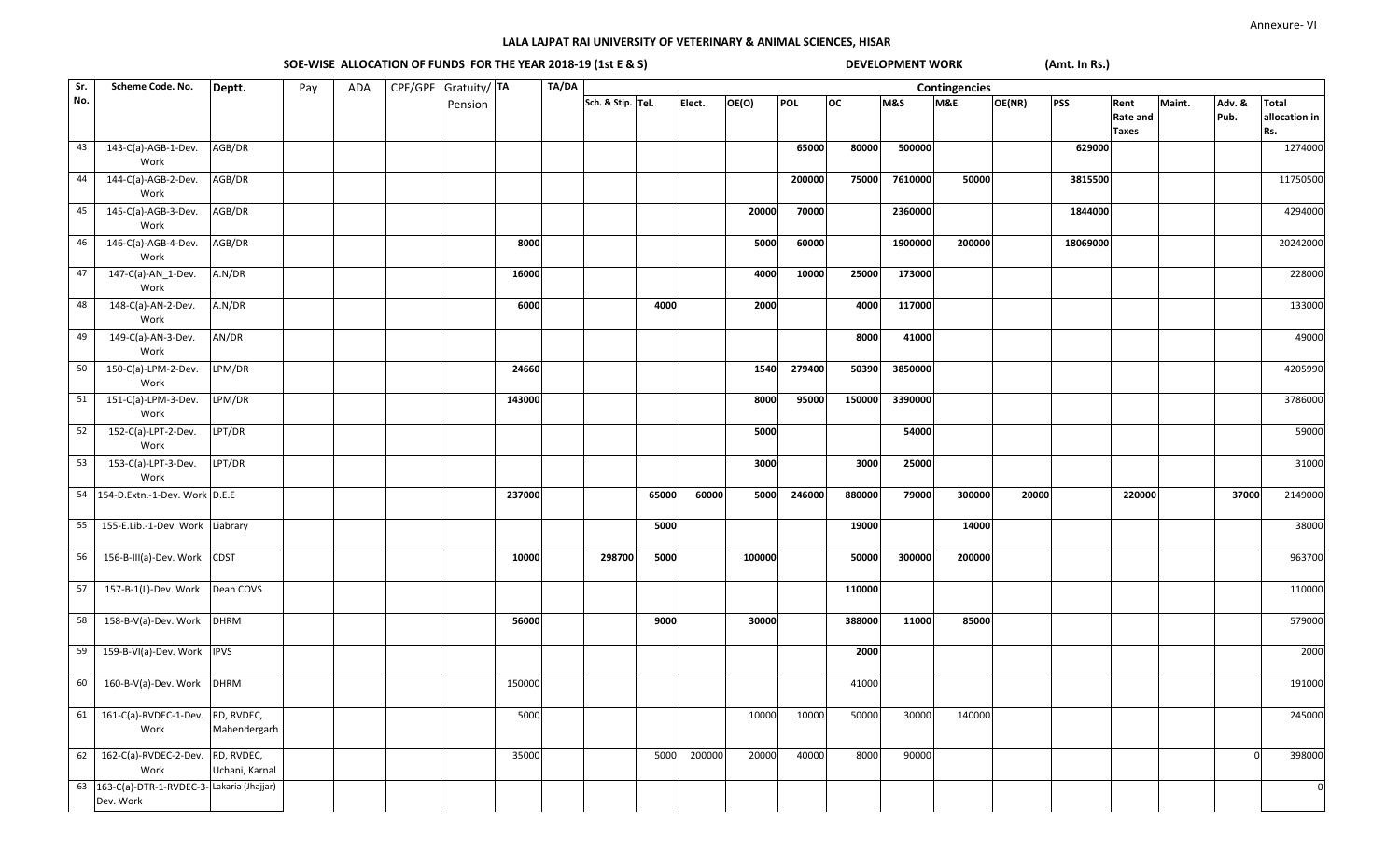Annexure- VI

# LALA LAJPAT RAI UNIVERSITY OF VETERINARY & ANIMAL SCIENCES, HISAR

## SOE-WISE ALLOCATION OF FUNDS FOR THE YEAR 2018-19 (1st E & S)

**DEVELOPMENT WORK** **(Amt. In Rs.)**

| Sr. No. | Scheme Code. No. | Deptt. | Pay | ADA | CPF/GPF | Gratuity/ Pension | TA | TA/DA | Contingencies | | | | | | | | | | | | | |
|---|---|---|---|---|---|---|---|---|---|---|---|---|---|---|---|---|---|---|---|---|---|---|
| | | | | | | | | | Sch. & Stip. | Tel. | Elect. | OE(O) | POL | OC | M&S | M&E | OE(NR) | PSS | Rent Rate and Taxes | Maint. | Adv. & Pub. | Total allocation in Rs. |
| 43 | 143-C(a)-AGB-1-Dev. Work | AGB/DR | | | | | | | | | | | 65000 | 80000 | 500000 | | | 629000 | | | | 1274000 |
| 44 | 144-C(a)-AGB-2-Dev. Work | AGB/DR | | | | | | | | | | | 200000 | 75000 | 7610000 | 50000 | | 3815500 | | | | 11750500 |
| 45 | 145-C(a)-AGB-3-Dev. Work | AGB/DR | | | | | | | | | | 20000 | 70000 | | 2360000 | | | 1844000 | | | | 4294000 |
| 46 | 146-C(a)-AGB-4-Dev. Work | AGB/DR | | | | | 8000 | | | | | 5000 | 60000 | | 1900000 | 200000 | | 18069000 | | | | 20242000 |
| 47 | 147-C(a)-AN_1-Dev. Work | A.N/DR | | | | | 16000 | | | | | 4000 | 10000 | 25000 | 173000 | | | | | | | 228000 |
| 48 | 148-C(a)-AN-2-Dev. Work | A.N/DR | | | | | 6000 | | | 4000 | | 2000 | | 4000 | 117000 | | | | | | | 133000 |
| 49 | 149-C(a)-AN-3-Dev. Work | AN/DR | | | | | | | | | | | | 8000 | 41000 | | | | | | | 49000 |
| 50 | 150-C(a)-LPM-2-Dev. Work | LPM/DR | | | | | 24660 | | | | | 1540 | 279400 | 50390 | 3850000 | | | | | | | 4205990 |
| 51 | 151-C(a)-LPM-3-Dev. Work | LPM/DR | | | | | 143000 | | | | | 8000 | 95000 | 150000 | 3390000 | | | | | | | 3786000 |
| 52 | 152-C(a)-LPT-2-Dev. Work | LPT/DR | | | | | | | | | | 5000 | | | 54000 | | | | | | | 59000 |
| 53 | 153-C(a)-LPT-3-Dev. Work | LPT/DR | | | | | | | | | | 3000 | | 3000 | 25000 | | | | | | | 31000 |
| 54 | 154-D.Extn.-1-Dev. Work | D.E.E | | | | | 237000 | | | 65000 | 60000 | 5000 | 246000 | 880000 | 79000 | 300000 | 20000 | | 220000 | | 37000 | 2149000 |
| 55 | 155-E.Lib.-1-Dev. Work | Liabrary | | | | | | | | 5000 | | | | 19000 | | 14000 | | | | | | 38000 |
| 56 | 156-B-III(a)-Dev. Work | CDST | | | | | 10000 | | 298700 | 5000 | | 100000 | | 50000 | 300000 | 200000 | | | | | | 963700 |
| 57 | 157-B-1(L)-Dev. Work | Dean COVS | | | | | | | | | | | | 110000 | | | | | | | | 110000 |
| 58 | 158-B-V(a)-Dev. Work | DHRM | | | | | 56000 | | | 9000 | | 30000 | | 388000 | 11000 | 85000 | | | | | | 579000 |
| 59 | 159-B-VI(a)-Dev. Work | IPVS | | | | | | | | | | | | 2000 | | | | | | | | 2000 |
| 60 | 160-B-V(a)-Dev. Work | DHRM | | | | | 150000 | | | | | | | 41000 | | | | | | | | 191000 |
| 61 | 161-C(a)-RVDEC-1-Dev. Work | RD, RVDEC, Mahendergarh | | | | | 5000 | | | | | 10000 | 10000 | 50000 | 30000 | 140000 | | | | | | 245000 |
| 62 | 162-C(a)-RVDEC-2-Dev. Work | RD, RVDEC, Uchani, Karnal | | | | | 35000 | | | 5000 | 200000 | 20000 | 40000 | 8000 | 90000 | | | | | | 0 | 398000 |
| 63 | 163-C(a)-DTR-1-RVDEC-3-Dev. Work | Lakaria (Jhajjar) | | | | | | | | | | | | | | | | | | | | 0 |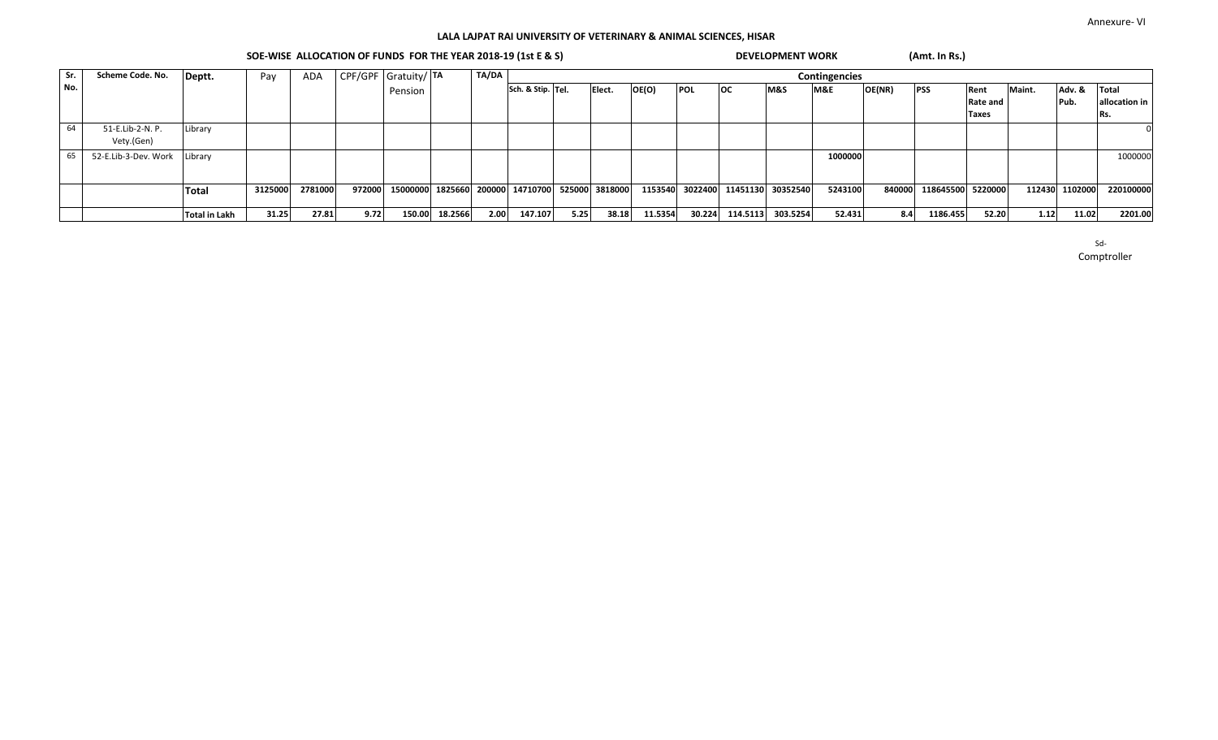Annexure- VI

**LALA LAJPAT RAI UNIVERSITY OF VETERINARY & ANIMAL SCIENCES, HISAR**

**SOE-WISE ALLOCATION OF FUNDS FOR THE YEAR 2018-19 (1st E & S)** **DEVELOPMENT WORK** **(Amt. In Rs.)**

| Sr. No. | Scheme Code. No. | Deptt. | Pay | ADA | CPF/GPF | Gratuity/ Pension | TA | TA/DA | Contingencies | | | | | | | | | | | | | | Total allocation in Rs. |
|---|---|---|---|---|---|---|---|---|---|---|---|---|---|---|---|---|---|---|---|---|---|---|---|
| | | | | | | | | | Sch. & Stip. | Tel. | Elect. | OE(O) | POL | OC | M&S | M&E | OE(NR) | PSS | Rent Rate and Taxes | Maint. | Adv. & Pub. | | |
| 64 | 51-E.Lib-2-N. P. Vety.(Gen) | Library | | | | | | | | | | | | | | | | | | | | | 0 |
| 65 | 52-E.Lib-3-Dev. Work | Library | | | | | | | | | | | | | | 1000000 | | | | | | | 1000000 |
| | | **Total** | 3125000 | 2781000 | 972000 | 15000000 | 1825660 | 200000 | 14710700 | 525000 | 3818000 | 1153540 | 3022400 | 11451130 | 30352540 | 5243100 | 840000 | 118645500 | 5220000 | 112430 | 1102000 | | 220100000 |
| | | **Total in Lakh** | 31.25 | 27.81 | 9.72 | 150.00 | 18.2566 | 2.00 | 147.107 | 5.25 | 38.18 | 11.5354 | 30.224 | 114.5113 | 303.5254 | 52.431 | 8.4 | 1186.455 | 52.20 | 1.12 | 11.02 | | 2201.00 |

Sd-
Comptroller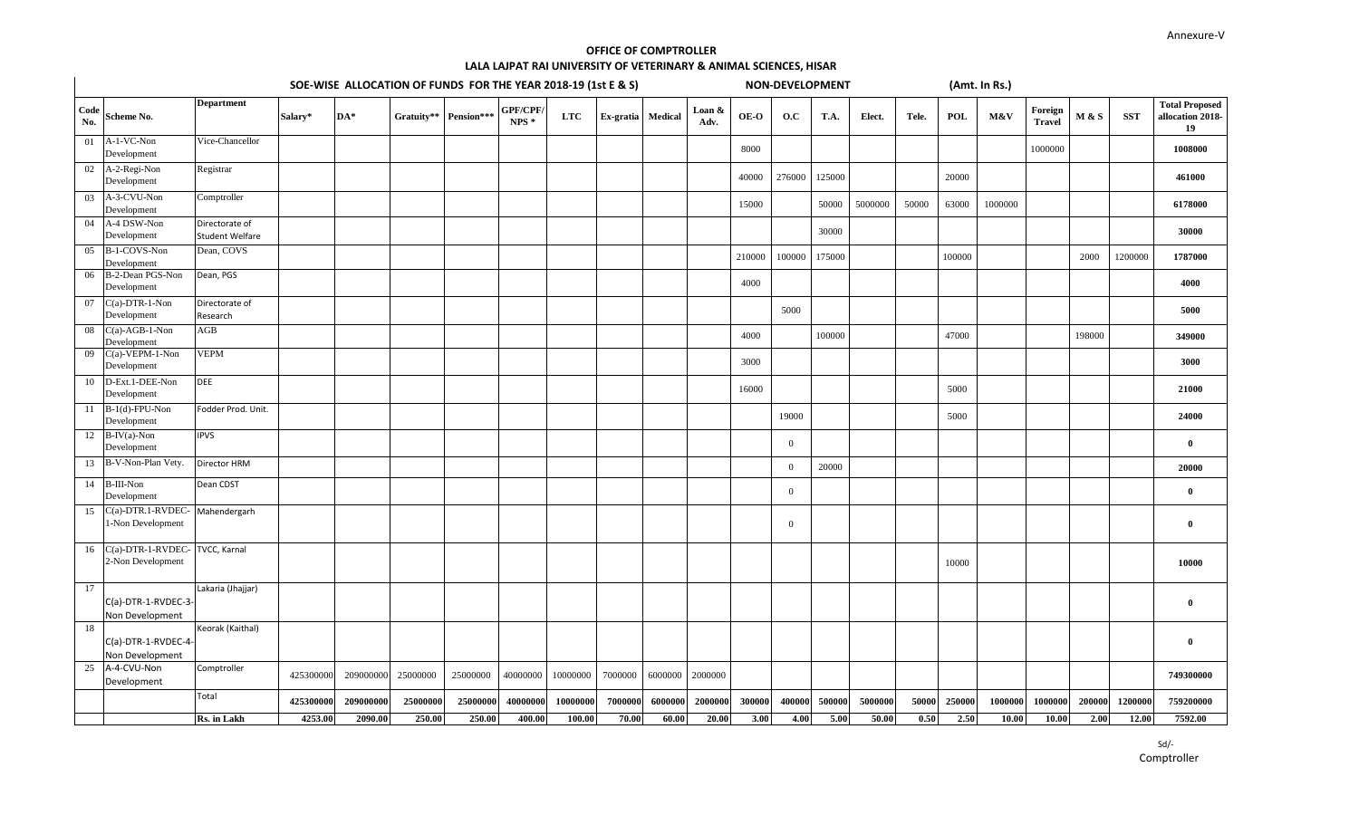Annexure-V

**OFFICE OF COMPTROLLER**

**LALA LAJPAT RAI UNIVERSITY OF VETERINARY & ANIMAL SCIENCES, HISAR**

**SOE-WISE ALLOCATION OF FUNDS FOR THE YEAR 2018-19 (1st E & S)** **NON-DEVELOPMENT** **(Amt. In Rs.)**

| Code No. | Scheme No. | Department | Salary* | DA* | Gratuity** | Pension*** | GPF/CPF/NPS * | LTC | Ex-gratia | Medical | Loan & Adv. | OE-O | O.C | T.A. | Elect. | Tele. | POL | M&V | Foreign Travel | M & S | SST | Total Proposed allocation 2018-19 |
|---|---|---|---|---|---|---|---|---|---|---|---|---|---|---|---|---|---|---|---|---|---|---|
| 01 | A-1-VC-Non Development | Vice-Chancellor | | | | | | | | | | 8000 | | | | | | | 1000000 | | | **1008000** |
| 02 | A-2-Regi-Non Development | Registrar | | | | | | | | | | 40000 | 276000 | 125000 | | | 20000 | | | | | **461000** |
| 03 | A-3-CVU-Non Development | Comptroller | | | | | | | | | | 15000 | | 50000 | 5000000 | 50000 | 63000 | 1000000 | | | | **6178000** |
| 04 | A-4 DSW-Non Development | Directorate of Student Welfare | | | | | | | | | | | | 30000 | | | | | | | | **30000** |
| 05 | B-1-COVS-Non Development | Dean, COVS | | | | | | | | | | 210000 | 100000 | 175000 | | | 100000 | | | 2000 | 1200000 | **1787000** |
| 06 | B-2-Dean PGS-Non Development | Dean, PGS | | | | | | | | | | 4000 | | | | | | | | | | **4000** |
| 07 | C(a)-DTR-1-Non Development | Directorate of Research | | | | | | | | | | | 5000 | | | | | | | | | **5000** |
| 08 | C(a)-AGB-1-Non Development | AGB | | | | | | | | | | 4000 | | 100000 | | | 47000 | | | 198000 | | **349000** |
| 09 | C(a)-VEPM-1-Non Development | VEPM | | | | | | | | | | 3000 | | | | | | | | | | **3000** |
| 10 | D-Ext.1-DEE-Non Development | DEE | | | | | | | | | | 16000 | | | | | 5000 | | | | | **21000** |
| 11 | B-1(d)-FPU-Non Development | Fodder Prod. Unit. | | | | | | | | | | | 19000 | | | | 5000 | | | | | **24000** |
| 12 | B-IV(a)-Non Development | IPVS | | | | | | | | | | | 0 | | | | | | | | | **0** |
| 13 | B-V-Non-Plan Vety. | Director HRM | | | | | | | | | | | 0 | 20000 | | | | | | | | **20000** |
| 14 | B-III-Non Development | Dean CDST | | | | | | | | | | | 0 | | | | | | | | | **0** |
| 15 | C(a)-DTR.1-RVDEC-1-Non Development | Mahendergarh | | | | | | | | | | | 0 | | | | | | | | | **0** |
| 16 | C(a)-DTR-1-RVDEC-2-Non Development | TVCC, Karnal | | | | | | | | | | | | | | | 10000 | | | | | **10000** |
| 17 | C(a)-DTR-1-RVDEC-3-Non Development | Lakaria (Jhajjar) | | | | | | | | | | | | | | | | | | | | **0** |
| 18 | C(a)-DTR-1-RVDEC-4-Non Development | Keorak (Kaithal) | | | | | | | | | | | | | | | | | | | | **0** |
| 25 | A-4-CVU-Non Development | Comptroller | 425300000 | 209000000 | 25000000 | 25000000 | 40000000 | 10000000 | 7000000 | 6000000 | 2000000 | | | | | | | | | | | **749300000** |
| | | Total | **425300000** | **209000000** | **25000000** | **25000000** | **40000000** | **10000000** | **7000000** | **6000000** | **2000000** | **300000** | **400000** | **500000** | **5000000** | **50000** | **250000** | **1000000** | **1000000** | **200000** | **1200000** | **759200000** |
| | | **Rs. in Lakh** | **4253.00** | **2090.00** | **250.00** | **250.00** | **400.00** | **100.00** | **70.00** | **60.00** | **20.00** | **3.00** | **4.00** | **5.00** | **50.00** | **0.50** | **2.50** | **10.00** | **10.00** | **2.00** | **12.00** | **7592.00** |

Sd/-
Comptroller